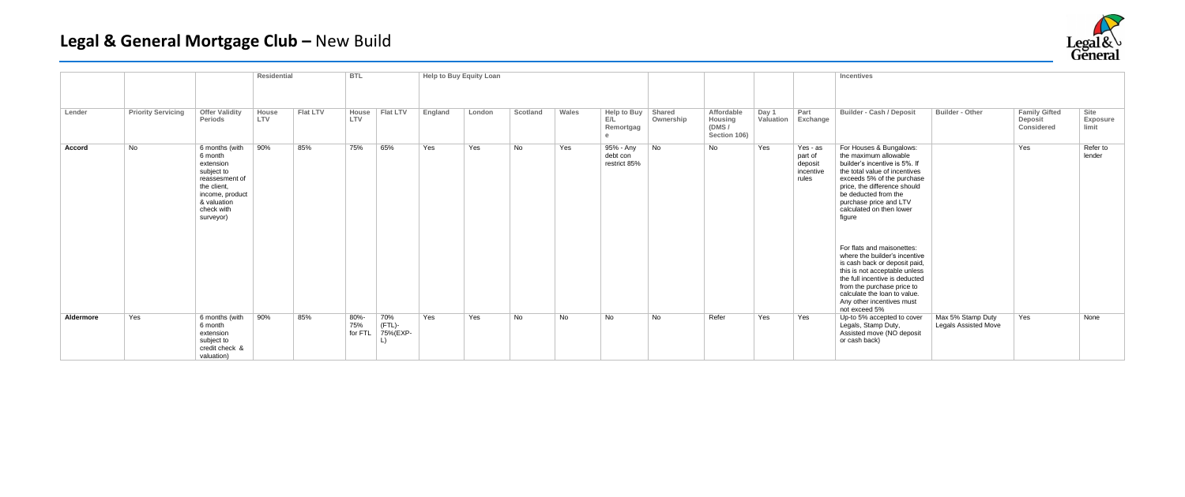# Legal & General Mortgage Club – New Build

| | | | Residential | | BTL | | Help to Buy Equity Loan | | | | | | | | | Incentives | | | |
|---|---|---|---|---|---|---|---|---|---|---|---|---|---|---|---|---|---|---|---|
| Lender | Priority Servicing | Offer Validity Periods | House LTV | Flat LTV | House LTV | Flat LTV | England | London | Scotland | Wales | Help to Buy E/L Remortgage | Shared Ownership | Affordable Housing (DMS / Section 106) | Day 1 Valuation | Part Exchange | Builder - Cash / Deposit | Builder - Other | Family Gifted Deposit Considered | Site Exposure limit |
| **Accord** | No | 6 months (with 6 month extension subject to reassessment of the client, income, product & valuation check with surveyor) | 90% | 85% | 75% | 65% | Yes | Yes | No | Yes | 95% - Any debt con restrict 85% | No | No | Yes | Yes - as part of deposit incentive rules | For Houses & Bungalows: the maximum allowable builder's incentive is 5%. If the total value of incentives exceeds 5% of the purchase price, the difference should be deducted from the purchase price and LTV calculated on then lower figure<br><br>For flats and maisonettes: where the builder's incentive is cash back or deposit paid, this is not acceptable unless the full incentive is deducted from the purchase price to calculate the loan to value. Any other incentives must not exceed 5% | | Yes | Refer to lender |
| **Aldermore** | Yes | 6 months (with 6 month extension subject to credit check & valuation) | 90% | 85% | 80%-75% for FTL | 70% (FTL)-75%(EXP-L) | Yes | Yes | No | No | No | No | Refer | Yes | Yes | Up-to 5% accepted to cover Legals, Stamp Duty, Assisted move (NO deposit or cash back) | Max 5% Stamp Duty Legals Assisted Move | Yes | None |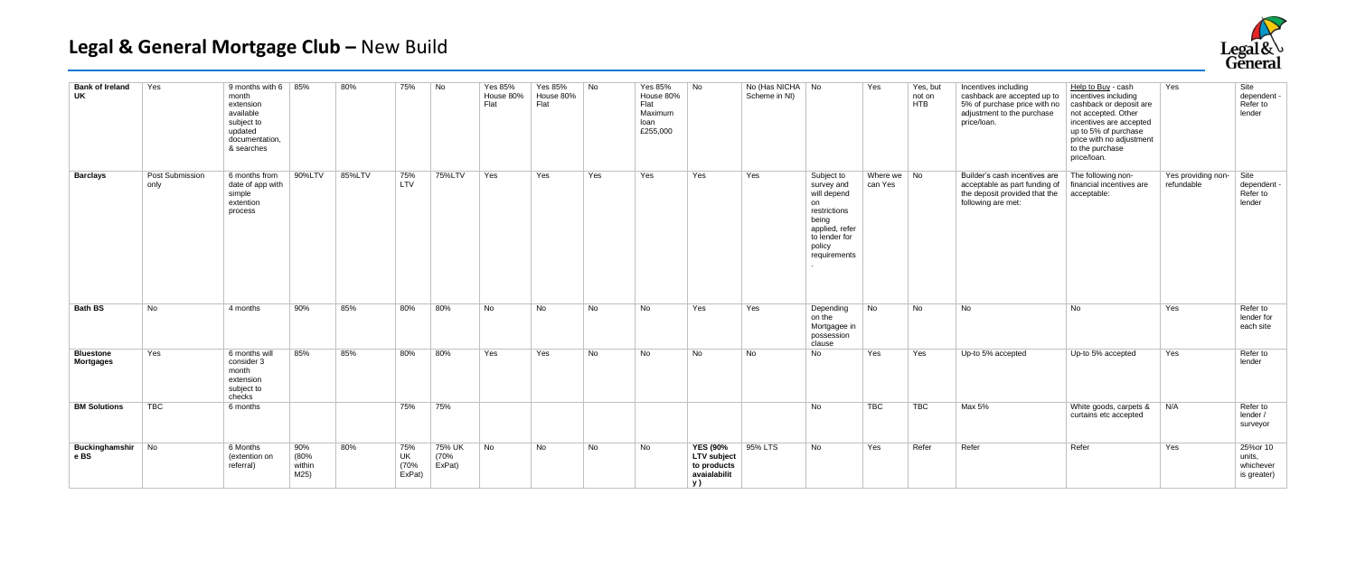# Legal & General Mortgage Club – New Build

| | | | | | | | | | | | | | | | | | | | |
|---|---|---|---|---|---|---|---|---|---|---|---|---|---|---|---|---|---|---|---|
| **Bank of Ireland UK** | Yes | 9 months with 6 month extension available subject to updated documentation, & searches | 85% | 80% | 75% | No | Yes 85% House 80% Flat | Yes 85% House 80% Flat | No | Yes 85% House 80% Flat Maximum loan £255,000 | No | No (Has NICHA Scheme in NI) | No | Yes | Yes, but not on HTB | Incentives including cashback are accepted up to 5% of purchase price with no adjustment to the purchase price/loan. | Help to Buy - cash incentives including cashback or deposit are not accepted. Other incentives are accepted up to 5% of purchase price with no adjustment to the purchase price/loan. | Yes | Site dependent - Refer to lender |
| **Barclays** | Post Submission only | 6 months from date of app with simple extention process | 90%LTV | 85%LTV | 75% LTV | 75%LTV | Yes | Yes | Yes | Yes | Yes | Yes | Subject to survey and will depend on restrictions being applied, refer to lender for policy requirements . | Where we can Yes | No | Builder's cash incentives are acceptable as part funding of the deposit provided that the following are met: | The following non-financial incentives are acceptable: | Yes providing non-refundable | Site dependent - Refer to lender |
| **Bath BS** | No | 4 months | 90% | 85% | 80% | 80% | No | No | No | No | Yes | Yes | Depending on the Mortgagee in possession clause | No | No | No | No | Yes | Refer to lender for each site |
| **Bluestone Mortgages** | Yes | 6 months will consider 3 month extension subject to checks | 85% | 85% | 80% | 80% | Yes | Yes | No | No | No | No | No | Yes | Yes | Up-to 5% accepted | Up-to 5% accepted | Yes | Refer to lender |
| **BM Solutions** | TBC | 6 months | | | 75% | 75% | | | | | | | No | TBC | TBC | Max 5% | White goods, carpets & curtains etc accepted | N/A | Refer to lender / surveyor |
| **Buckinghamshire BS** | No | 6 Months (extention on referral) | 90% (80% within M25) | 80% | 75% UK (70% ExPat) | 75% UK (70% ExPat) | No | No | No | No | **YES (90% LTV subject to products avaialability)** | 95% LTS | No | Yes | Refer | Refer | Refer | Yes | 25%or 10 units, whichever is greater) |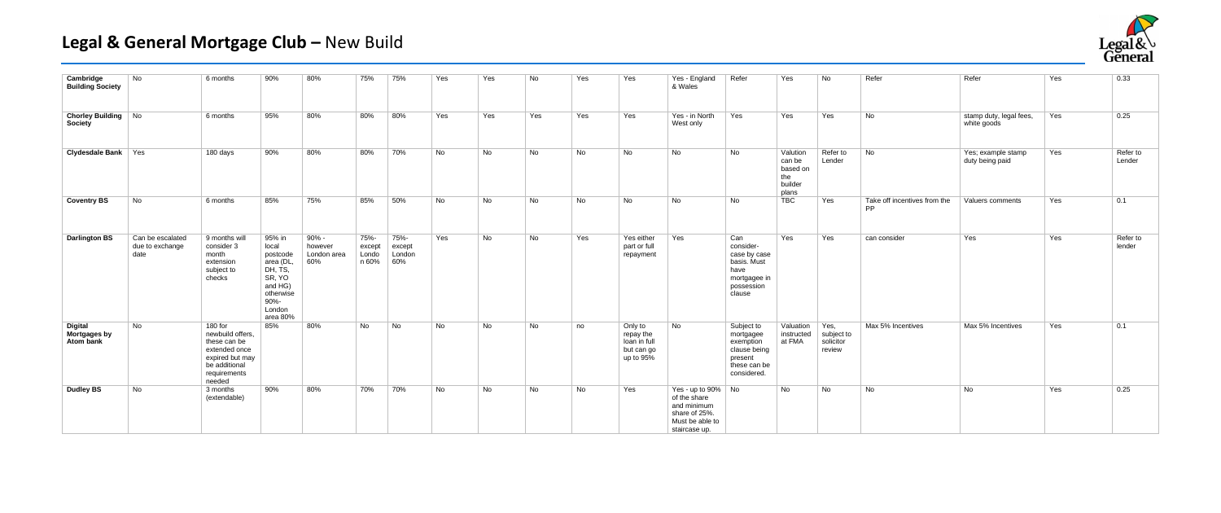## Legal & General Mortgage Club – New Build

| | | | | | | | | | | | | | | | | | | | | |
|---|---|---|---|---|---|---|---|---|---|---|---|---|---|---|---|---|---|---|---|---|
| **Cambridge Building Society** | No | 6 months | 90% | 80% | 75% | 75% | Yes | Yes | No | Yes | Yes | Yes - England & Wales | Refer | Yes | No | Refer | Refer | Yes | 0.33 |
| **Chorley Building Society** | No | 6 months | 95% | 80% | 80% | 80% | Yes | Yes | Yes | Yes | Yes | Yes - in North West only | Yes | Yes | Yes | No | stamp duty, legal fees, white goods | Yes | 0.25 |
| **Clydesdale Bank** | Yes | 180 days | 90% | 80% | 80% | 70% | No | No | No | No | No | No | No | Valution can be based on the builder plans | Refer to Lender | No | Yes; example stamp duty being paid | Yes | Refer to Lender |
| **Coventry BS** | No | 6 months | 85% | 75% | 85% | 50% | No | No | No | No | No | No | No | TBC | Yes | Take off incentives from the PP | Valuers comments | Yes | 0.1 |
| **Darlington BS** | Can be escalated due to exchange date | 9 months will consider 3 month extension subject to checks | 95% in local postcode area (DL, DH, TS, SR, YO and HG) otherwise 90%- London area 80% | 90% - however London area 60% | 75%- except London 60% | 75%- except London 60% | Yes | No | No | Yes | Yes either part or full repayment | Yes | Can consider- case by case basis. Must have mortgagee in possession clause | Yes | Yes | can consider | Yes | Yes | Refer to lender |
| **Digital Mortgages by Atom bank** | No | 180 for newbuild offers, these can be extended once expired but may be additional requirements needed | 85% | 80% | No | No | No | No | No | no | Only to repay the loan in full but can go up to 95% | No | Subject to mortgagee exemption clause being present these can be considered. | Valuation instructed at FMA | Yes, subject to solicitor review | Max 5% Incentives | Max 5% Incentives | Yes | 0.1 |
| **Dudley BS** | No | 3 months (extendable) | 90% | 80% | 70% | 70% | No | No | No | No | Yes | Yes - up to 90% of the share and minimum share of 25%. Must be able to staircase up. | No | No | No | No | No | Yes | 0.25 |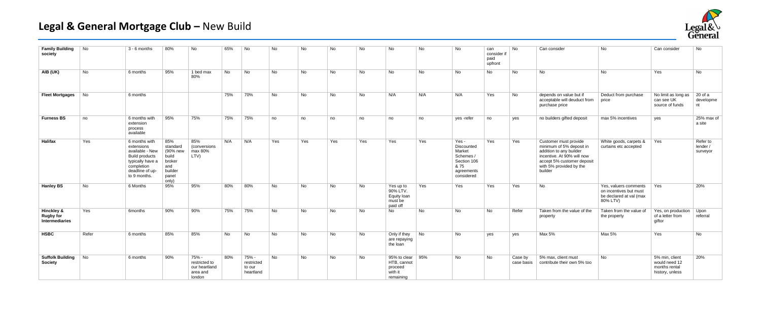# Legal & General Mortgage Club – New Build

| | | | | | | | | | | | | | | | | | | | |
|---|---|---|---|---|---|---|---|---|---|---|---|---|---|---|---|---|---|---|---|
| **Family Building society** | No | 3 - 6 months | 80% | No | 65% | No | No | No | No | No | No | No | No | can consider if paid upfront | No | Can consider | No | Can consider | No |
| **AIB (UK)** | No | 6 months | 95% | 1 bed max 80% | No | No | No | No | No | No | No | No | No | No | No | No | No | Yes | No |
| **Fleet Mortgages** | No | 6 months | | | 75% | 70% | No | No | No | No | N/A | N/A | N/A | Yes | No | depends on value but if acceptable will deuduct from purchase price | Deduct from purchase price | No limit as long as can see UK source of funds | 20 of a developme nt |
| **Furness BS** | no | 6 months with extension process available | 95% | 75% | 75% | 75% | no | no | no | no | no | no | yes -refer | no | yes | no builders gifted deposit | max 5% incentives | yes | 25% max of a site |
| **Halifax** | Yes | 6 months with extensions available - New Build products typically have a completion deadline of up-to 9 months. | 85% standard (90% new build broker and builder panel only) | 85% (conversions max 80% LTV) | N/A | N/A | Yes | Yes | Yes | Yes | Yes | Yes | Yes - Discounted Market Schemes / Section 106 & 75 agreements considered | Yes | Yes | Customer must provide minimum of 5% deposit in addition to any builder incentive. At 90% will now accept 5% customer deposit with 5% provided by the builder | White goods, carpets & curtains etc accepted | Yes | Refer to lender / surveyor |
| **Hanley BS** | No | 6 Months | 95% | 95% | 80% | 80% | No | No | No | No | Yes up to 90% LTV. Equity loan must be paid off | Yes | Yes | Yes | Yes | No | Yes, valuers comments on incentives but must be declared at val (max 80% LTV) | Yes | 20% |
| **Hinckley & Rugby for Intermediaries** | Yes | 6months | 90% | 90% | 75% | 75% | No | No | No | No | No | No | No | No | Refer | Taken from the value of the property | Taken from the value of the property | Yes, on production of a letter from giftor | Upon referral |
| **HSBC** | Refer | 6 months | 85% | 85% | No | No | No | No | No | No | Only if they are repaying the loan | No | No | yes | yes | Max 5% | Max 5% | Yes | No |
| **Suffolk Building Society** | No | 6 months | 90% | 75% - restricted to our heartland area and london | 80% | 75% - restricted to our heartland | No | No | No | No | 95% to clear HTB, cannot proceed with it remaining | 95% | No | No | Case by case basis | 5% max, client must contribute their own 5% too | No | 5% min, client would need 12 months rental history, unless | 20% |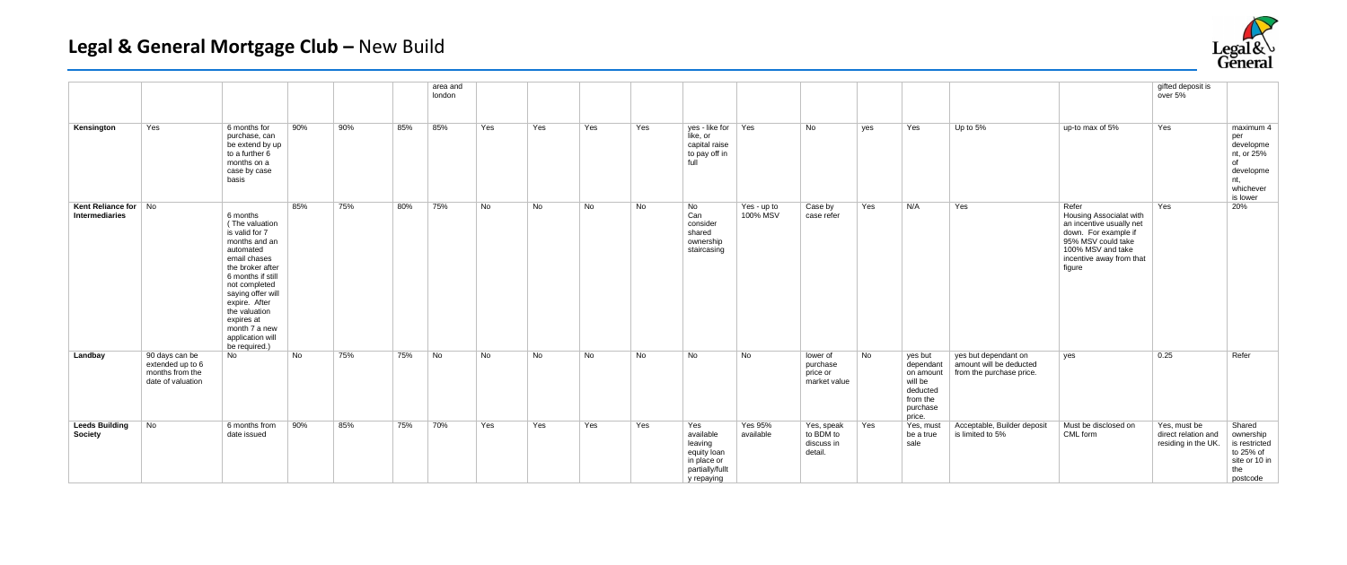# Legal & General Mortgage Club – New Build

| | | | | | | | | | | | | | | | | | | | |
|---|---|---|---|---|---|---|---|---|---|---|---|---|---|---|---|---|---|---|---|
| | | | | | | area and london | | | | | | | | | | | | gifted deposit is over 5% | |
| **Kensington** | Yes | 6 months for purchase, can be extend by up to a further 6 months on a case by case basis | 90% | 90% | 85% | 85% | Yes | Yes | Yes | Yes | yes - like for like, or capital raise to pay off in full | Yes | No | yes | Yes | Up to 5% | up-to max of 5% | Yes | maximum 4 per development, or 25% of development, whichever is lower |
| **Kent Reliance for Intermediaries** | No | 6 months (The valuation is valid for 7 months and an automated email chases the broker after 6 months if still not completed saying offer will expire. After the valuation expires at month 7 a new application will be required.) | 85% | 75% | 80% | 75% | No | No | No | No | No Can consider shared ownership staircasing | Yes - up to 100% MSV | Case by case refer | Yes | N/A | Yes | Refer Housing Associalat with an incentive usually net down. For example if 95% MSV could take 100% MSV and take incentive away from that figure | Yes | 20% |
| **Landbay** | 90 days can be extended up to 6 months from the date of valuation | No | No | 75% | 75% | No | No | No | No | No | No | No | lower of purchase price or market value | No | yes but dependant on amount will be deducted from the purchase price. | yes but dependant on amount will be deducted from the purchase price. | yes | 0.25 | Refer |
| **Leeds Building Society** | No | 6 months from date issued | 90% | 85% | 75% | 70% | Yes | Yes | Yes | Yes | Yes available leaving equity loan in place or partially/fullt y repaying | Yes 95% available | Yes, speak to BDM to discuss in detail. | Yes | Yes, must be a true sale | Acceptable, Builder deposit is limited to 5% | Must be disclosed on CML form | Yes, must be direct relation and residing in the UK. | Shared ownership is restricted to 25% of site or 10 in the postcode |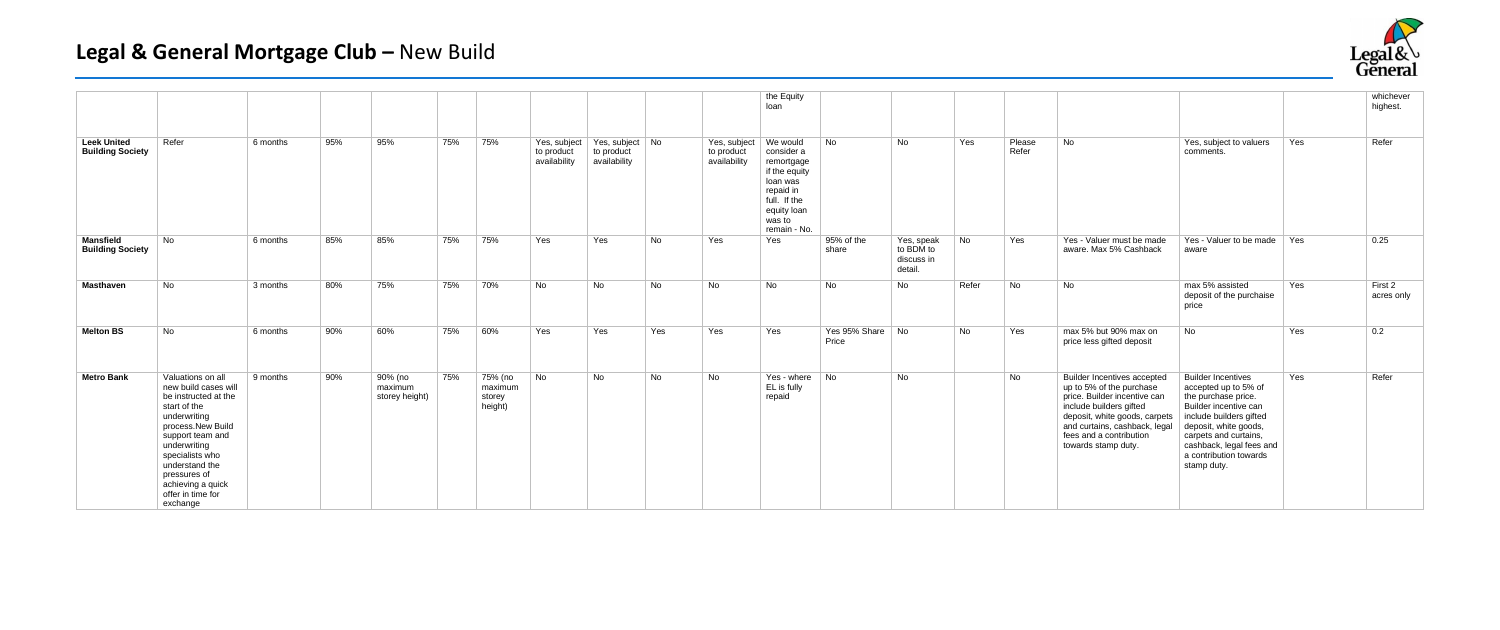# Legal & General Mortgage Club – New Build

| | | | | | | | | | | | | | | | | | | | |
|---|---|---|---|---|---|---|---|---|---|---|---|---|---|---|---|---|---|---|---|
| | | | | | | | | | | | the Equity loan | | | | | | | | whichever highest. |
| **Leek United Building Society** | Refer | 6 months | 95% | 95% | 75% | 75% | Yes, subject to product availability | Yes, subject to product availability | No | Yes, subject to product availability | We would consider a remortgage if the equity loan was repaid in full. If the equity loan was to remain - No. | No | No | Yes | Please Refer | No | Yes, subject to valuers comments. | Yes | Refer |
| **Mansfield Building Society** | No | 6 months | 85% | 85% | 75% | 75% | Yes | Yes | No | Yes | Yes | 95% of the share | Yes, speak to BDM to discuss in detail. | No | Yes | Yes - Valuer must be made aware. Max 5% Cashback | Yes - Valuer to be made aware | Yes | 0.25 |
| **Masthaven** | No | 3 months | 80% | 75% | 75% | 70% | No | No | No | No | No | No | No | Refer | No | No | max 5% assisted deposit of the purchaise price | Yes | First 2 acres only |
| **Melton BS** | No | 6 months | 90% | 60% | 75% | 60% | Yes | Yes | Yes | Yes | Yes | Yes 95% Share Price | No | No | Yes | max 5% but 90% max on price less gifted deposit | No | Yes | 0.2 |
| **Metro Bank** | Valuations on all new build cases will be instructed at the start of the underwriting process.New Build support team and underwriting specialists who understand the pressures of achieving a quick offer in time for exchange | 9 months | 90% | 90% (no maximum storey height) | 75% | 75% (no maximum storey height) | No | No | No | No | Yes - where EL is fully repaid | No | No | | No | Builder Incentives accepted up to 5% of the purchase price. Builder incentive can include builders gifted deposit, white goods, carpets and curtains, cashback, legal fees and a contribution towards stamp duty. | Builder Incentives accepted up to 5% of the purchase price. Builder incentive can include builders gifted deposit, white goods, carpets and curtains, cashback, legal fees and a contribution towards stamp duty. | Yes | Refer |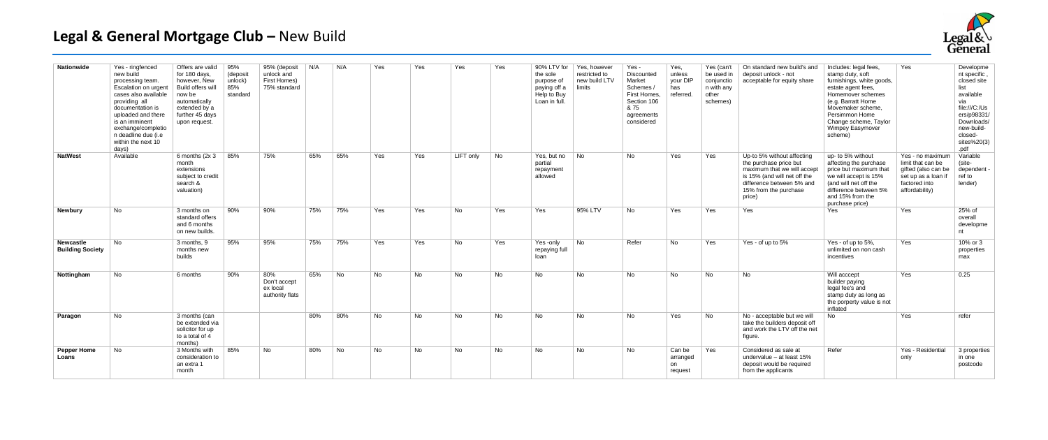# Legal & General Mortgage Club – New Build

| | | | | | | | | | | | | | | | | | | | |
|---|---|---|---|---|---|---|---|---|---|---|---|---|---|---|---|---|---|---|---|
| **Nationwide** | Yes - ringfenced new build processing team. Escalation on urgent cases also available providing all documentation is uploaded and there is an imminent exchange/completion deadline due (i.e within the next 10 days) | Offers are valid for 180 days, however, New Build offers will now be automatically extended by a further 45 days upon request. | 95% (deposit unlock) 85% standard | 95% (deposit unlock and First Homes) 75% standard | N/A | N/A | Yes | Yes | Yes | Yes | 90% LTV for the sole purpose of paying off a Help to Buy Loan in full. | Yes, however restricted to new build LTV limits | Yes - Discounted Market Schemes / First Homes, Section 106 & 75 agreements considered | Yes, unless your DIP has referred. | Yes (can't be used in conjunction with any other schemes) | On standard new build's and deposit unlock - not acceptable for equity share | Includes: legal fees, stamp duty, soft furnishings, white goods, estate agent fees, Homemover schemes (e.g. Barratt Home Movemaker scheme, Persimmon Home Change scheme, Taylor Wimpey Easymover scheme) | Yes | Development specific, closed site list available via file:///C:/Users/p98331/Downloads/new-build-closed-sites%20(3).pdf |
| **NatWest** | Available | 6 months (2x 3 month extensions subject to credit search & valuation) | 85% | 75% | 65% | 65% | Yes | Yes | LIFT only | No | Yes, but no partial repayment allowed | No | No | Yes | Yes | Up-to 5% without affecting the purchase price but maximum that we will accept is 15% (and will net off the difference between 5% and 15% from the purchase price) | up- to 5% without affecting the purchase price but maximum that we will accept is 15% (and will net off the difference between 5% and 15% from the purchase price) | Yes - no maximum limit that can be applied (also can be set up as a loan if factored into affordability) | Variable (site-dependent - ref to lender) |
| **Newbury** | No | 3 months on standard offers and 6 months on new builds. | 90% | 90% | 75% | 75% | Yes | Yes | No | Yes | Yes | 95% LTV | No | Yes | Yes | Yes | Yes | Yes | 25% of overall development |
| **Newcastle Building Society** | No | 3 months, 9 months new builds | 95% | 95% | 75% | 75% | Yes | Yes | No | Yes | Yes -only repaying full loan | No | Refer | No | Yes | Yes - of up to 5% | Yes - of up to 5%, unlimited on non cash incentives | Yes | 10% or 3 properties max |
| **Nottingham** | No | 6 months | 90% | 80% Don't accept ex local authority flats | 65% | No | No | No | No | No | No | No | No | No | No | No | Will acccept builder paying legal fee's and stamp duty as long as the porperty value is not inflated | Yes | 0.25 |
| **Paragon** | No | 3 months (can be extended via solicitor for up to a total of 4 months) | | | 80% | 80% | No | No | No | No | No | No | No | Yes | No | No - acceptable but we will take the builders deposit off and work the LTV off the net figure. | No | Yes | refer |
| **Pepper Home Loans** | No | 3 Months with consideration to an extra 1 month | 85% | No | 80% | No | No | No | No | No | No | No | No | Can be arranged on request | Yes | Considered as sale at undervalue – at least 15% deposit would be required from the applicants | Refer | Yes - Residential only | 3 properties in one postcode |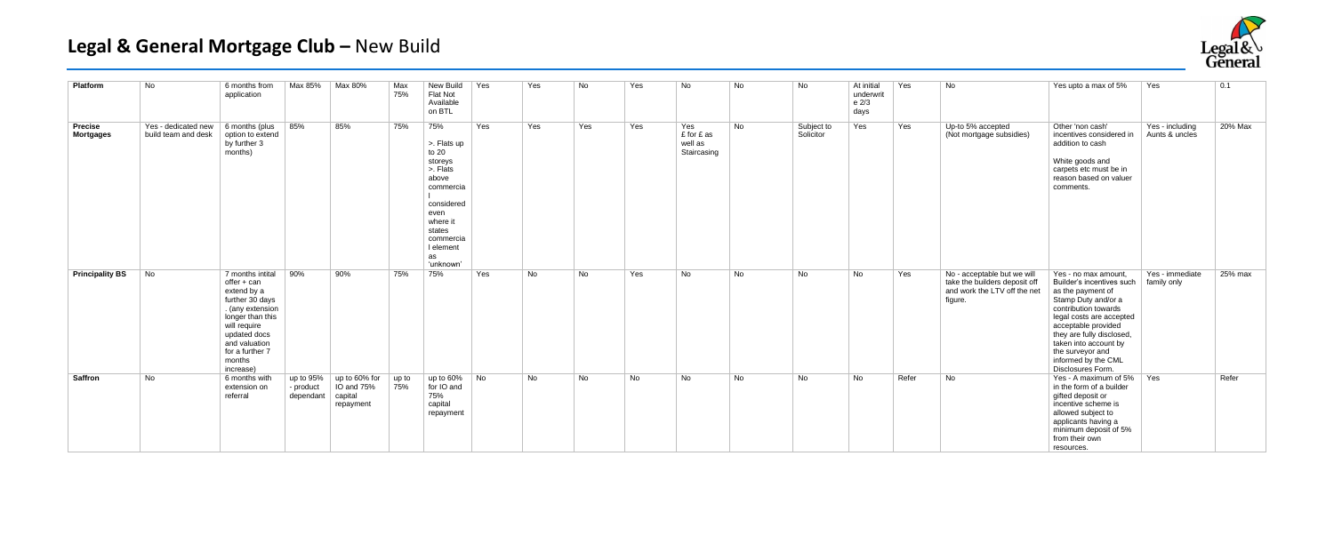# Legal & General Mortgage Club – New Build

| | | | | | | | | | | | | | | | | | | | | |
|---|---|---|---|---|---|---|---|---|---|---|---|---|---|---|---|---|---|---|---|---|
| **Platform** | No | 6 months from application | Max 85% | Max 80% | Max 75% | New Build Flat Not Available on BTL | Yes | Yes | No | Yes | No | No | No | At initial underwrite 2/3 days | Yes | No | Yes upto a max of 5% | Yes | 0.1 |
| **Precise Mortgages** | Yes - dedicated new build team and desk | 6 months (plus option to extend by further 3 months) | 85% | 85% | 75% | 75% >. Flats up to 20 storeys >. Flats above commercial considered even where it states commercial element as 'unknown' | Yes | Yes | Yes | Yes | Yes £ for £ as well as Staircasing | No | Subject to Solicitor | Yes | Yes | Up-to 5% accepted (Not mortgage subsidies) | Other 'non cash' incentives considered in addition to cash White goods and carpets etc must be in reason based on valuer comments. | Yes - including Aunts & uncles | 20% Max |
| **Principality BS** | No | 7 months intital offer + can extend by a further 30 days . (any extension longer than this will require updated docs and valuation for a further 7 months increase) | 90% | 90% | 75% | 75% | Yes | No | No | Yes | No | No | No | No | Yes | No - acceptable but we will take the builders deposit off and work the LTV off the net figure. | Yes - no max amount, Builder's incentives such as the payment of Stamp Duty and/or a contribution towards legal costs are accepted acceptable provided they are fully disclosed, taken into account by the surveyor and informed by the CML Disclosures Form. | Yes - immediate family only | 25% max |
| **Saffron** | No | 6 months with extension on referral | up to 95% - product dependant | up to 60% for IO and 75% capital repayment | up to 75% | up to 60% for IO and 75% capital repayment | No | No | No | No | No | No | No | No | Refer | No | Yes - A maximum of 5% in the form of a builder gifted deposit or incentive scheme is allowed subject to applicants having a minimum deposit of 5% from their own resources. | Yes | Refer |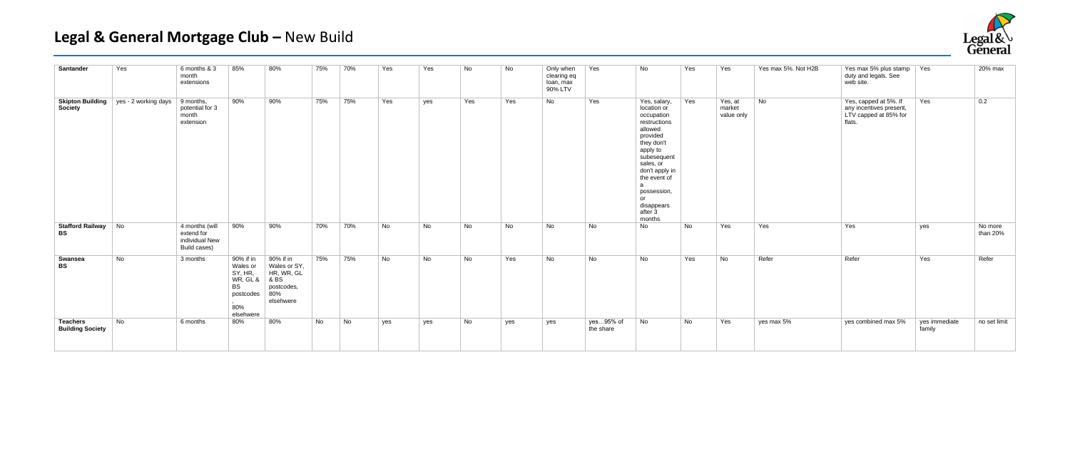# Legal & General Mortgage Club – New Build

| | | | | | | | | | | | | | | | | | | | |
|---|---|---|---|---|---|---|---|---|---|---|---|---|---|---|---|---|---|---|---|
| **Santander** | Yes | 6 months & 3 month extensions | 85% | 80% | 75% | 70% | Yes | Yes | No | No | Only when clearing eq loan, max 90% LTV | Yes | No | Yes | Yes | Yes max 5%. Not H2B | Yes max 5% plus stamp duty and legals. See web site. | Yes | 20% max |
| **Skipton Building Society** | yes - 2 working days | 9 months, potential for 3 month extension | 90% | 90% | 75% | 75% | Yes | yes | Yes | Yes | No | Yes | Yes, salary, location or occupation restructions allowed provided they don't apply to subesequent sales, or don't apply in the event of a possession, or disappears after 3 months | Yes | Yes, at market value only | No | Yes, capped at 5%. If any incentives present, LTV capped at 85% for flats. | Yes | 0.2 |
| **Stafford Railway BS** | No | 4 months (will extend for individual New Build cases) | 90% | 90% | 70% | 70% | No | No | No | No | No | No | No | No | Yes | Yes | Yes | yes | No more than 20% |
| **Swansea BS** | No | 3 months | 90% if in Wales or SY, HR, WR, GL & BS postcodes. 80% elsewhere | 90% if in Wales or SY, HR, WR, GL & BS postcodes, 80% elsehwere | 75% | 75% | No | No | No | Yes | No | No | No | Yes | No | Refer | Refer | Yes | Refer |
| **Teachers Building Society** | No | 6 months | 80% | 80% | No | No | yes | yes | No | yes | yes | yes…95% of the share | No | No | Yes | yes max 5% | yes combined max 5% | yes immediate family | no set limit |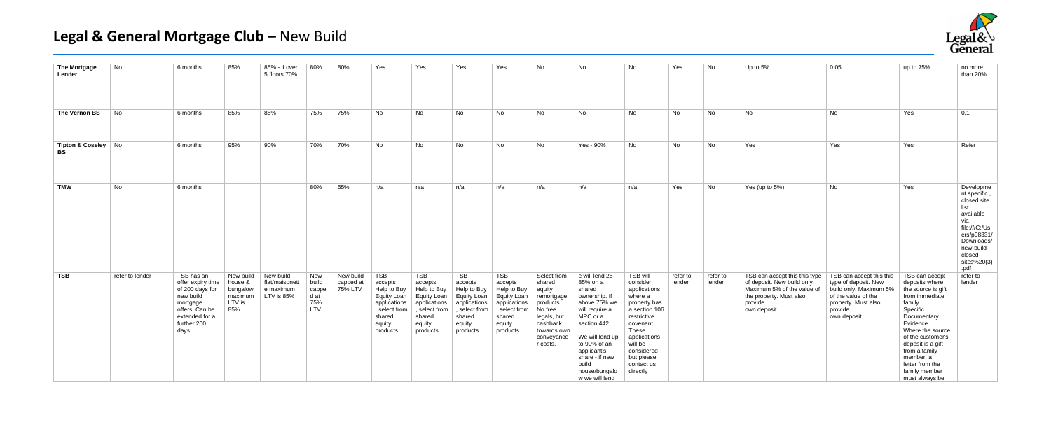# Legal & General Mortgage Club – New Build

| | | | | | | | | | | | | | | | | | | | | |
|---|---|---|---|---|---|---|---|---|---|---|---|---|---|---|---|---|---|---|---|---|
| **The Mortgage Lender** | No | 6 months | 85% | 85% - if over 5 floors 70% | 80% | 80% | Yes | Yes | Yes | Yes | No | No | No | Yes | No | Up to 5% | 0.05 | up to 75% | no more than 20% |
| **The Vernon BS** | No | 6 months | 85% | 85% | 75% | 75% | No | No | No | No | No | No | No | No | No | No | No | Yes | 0.1 |
| **Tipton & Coseley BS** | No | 6 months | 95% | 90% | 70% | 70% | No | No | No | No | No | Yes - 90% | No | No | No | Yes | Yes | Yes | Refer |
| **TMW** | No | 6 months | | | 80% | 65% | n/a | n/a | n/a | n/a | n/a | n/a | n/a | Yes | No | Yes (up to 5%) | No | Yes | Development specific , closed site list available via file:///C:/Users/p98331/Downloads/new-build-closed-sites%20(3).pdf |
| **TSB** | refer to lender | TSB has an offer expiry time of 200 days for new build mortgage offers. Can be extended for a further 200 days | New build house & bungalow maximum LTV is 85% | New build flat/maisonette maximum LTV is 85% | New build capped at 75% LTV | New build capped at 75% LTV | TSB accepts Help to Buy Equity Loan applications , select from shared equity products. | TSB accepts Help to Buy Equity Loan applications , select from shared equity products. | TSB accepts Help to Buy Equity Loan applications , select from shared equity products. | TSB accepts Help to Buy Equity Loan applications , select from shared equity products. | Select from shared equity remortgage products. No free legals, but cashback towards own conveyancer costs. | e will lend 25-85% on a shared ownership. If above 75% we will require a MPC or a section 442. We will lend up to 90% of an applicant's share - if new build house/bungalow we will lend | TSB will consider applications where a property has a section 106 restrictive covenant. These applications will be considered but please contact us directly | refer to lender | refer to lender | TSB can accept this this type of deposit. New build only. Maximum 5% of the value of the property. Must also provide own deposit. | TSB can accept this this type of deposit. New build only. Maximum 5% of the value of the property. Must also provide own deposit. | TSB can accept deposits where the source is gift from immediate family. Specific Documentary Evidence Where the source of the customer's deposit is a gift from a family member, a letter from the family member must always be | refer to lender |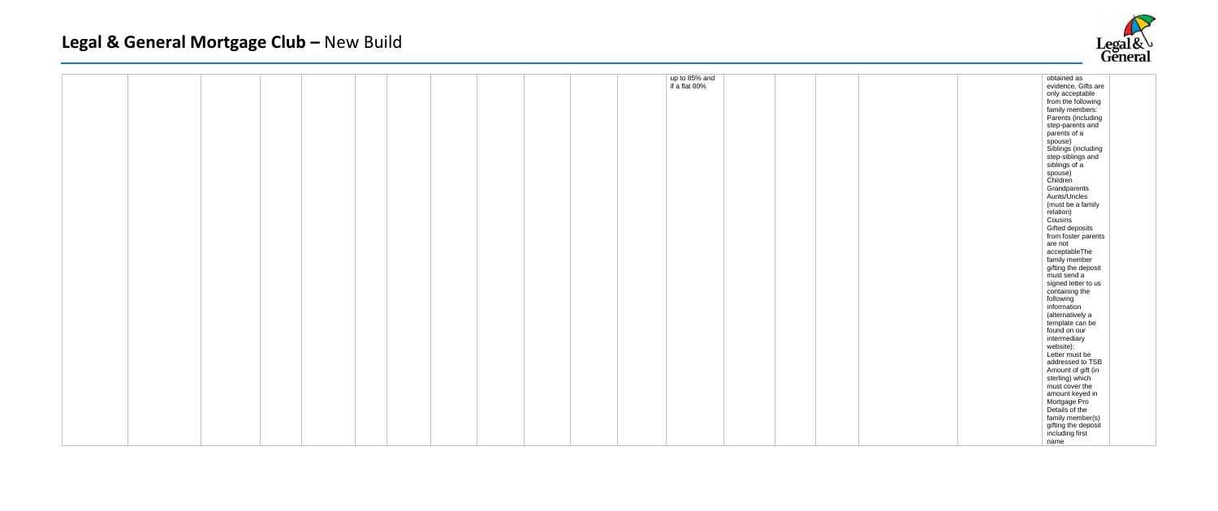| | | | | | | | | | | | | | | | | | | | |
|---|---|---|---|---|---|---|---|---|---|---|---|---|---|---|---|---|---|---|---|
| | | | | | | | | | | | | up to 85% and if a flat 80% | | | | | | obtained as evidence. Gifts are only acceptable from the following family members:<br>Parents (including step-parents and parents of a spouse)<br>Siblings (including step-siblings and siblings of a spouse)<br>Children<br>Grandparents<br>Aunts/Uncles (must be a family relation)<br>Cousins<br>Gifted deposits from foster parents are not acceptableThe family member gifting the deposit must send a signed letter to us containing the following information (alternatively a template can be found on our intermediary website):<br>Letter must be addressed to TSB<br>Amount of gift (in sterling) which must cover the amount keyed in Mortgage Pro<br>Details of the family member(s) gifting the deposit including first name | |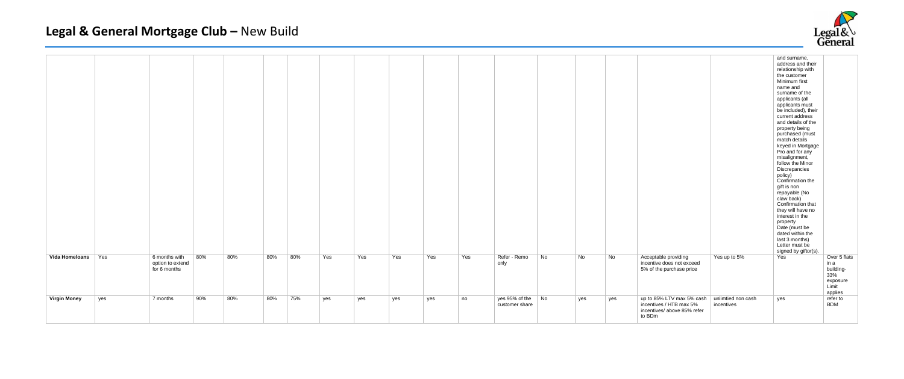# Legal & General Mortgage Club – New Build

| | | | | | | | | | | | | | | | | | | | |
|---|---|---|---|---|---|---|---|---|---|---|---|---|---|---|---|---|---|---|---|
| | | | | | | | | | | | | | | | | | | and surname, address and their relationship with the customer Minimum first name and surname of the applicants (all applicants must be included), their current address and details of the property being purchased (must match details keyed in Mortgage Pro and for any misalignment, follow the Minor Discrepancies policy) Confirmation the gift is non repayable (No claw back) Confirmation that they will have no interest in the property Date (must be dated within the last 3 months) Letter must be signed by giftor(s). | |
| **Vida Homeloans** | Yes | 6 months with option to extend for 6 months | 80% | 80% | 80% | 80% | Yes | Yes | Yes | Yes | Yes | Refer - Remo only | No | No | No | Acceptable providing incentive does not exceed 5% of the purchase price | Yes up to 5% | Yes | Over 5 flats in a building- 33% exposure Limit applies |
| **Virgin Money** | yes | 7 months | 90% | 80% | 80% | 75% | yes | yes | yes | yes | no | yes 95% of the customer share | No | yes | yes | up to 85% LTV max 5% cash incentives / HTB max 5% incentives/ above 85% refer to BDm | unlimtied non cash incentives | yes | refer to BDM |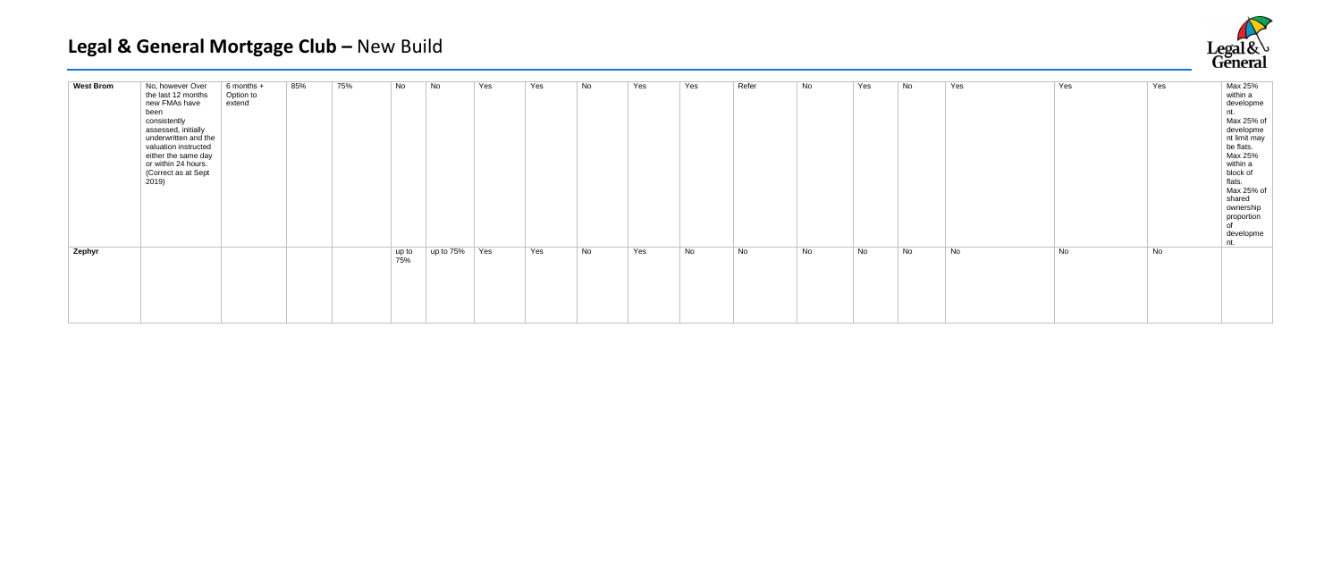| | | | | | | | | | | | | | | | | | | | |
|---|---|---|---|---|---|---|---|---|---|---|---|---|---|---|---|---|---|---|---|
| **West Brom** | No, however Over the last 12 months new FMAs have been consistently assessed, initially underwritten and the valuation instructed either the same day or within 24 hours. (Correct as at Sept 2019) | 6 months + Option to extend | 85% | 75% | No | No | Yes | Yes | No | Yes | Yes | Refer | No | Yes | No | Yes | Yes | Yes | Max 25% within a development. Max 25% of development limit may be flats. Max 25% within a block of flats. Max 25% of shared ownership proportion of development. |
| **Zephyr** | | | | | up to 75% | up to 75% | Yes | Yes | No | Yes | No | No | No | No | No | No | No | No | |